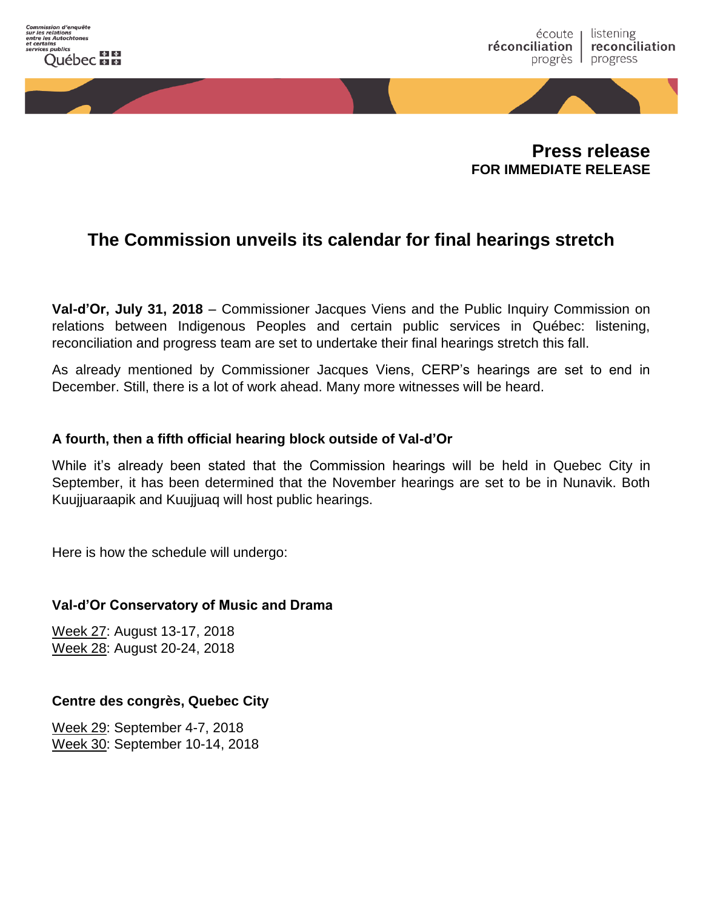Commission d'enquête sur les relations entre les Autochtones et certains services publics Québec

écoute | listening
réconciliation | reconciliation
progrès | progress

**Press release**
**FOR IMMEDIATE RELEASE**

# The Commission unveils its calendar for final hearings stretch

**Val-d'Or, July 31, 2018** – Commissioner Jacques Viens and the Public Inquiry Commission on relations between Indigenous Peoples and certain public services in Québec: listening, reconciliation and progress team are set to undertake their final hearings stretch this fall.

As already mentioned by Commissioner Jacques Viens, CERP's hearings are set to end in December. Still, there is a lot of work ahead. Many more witnesses will be heard.

### A fourth, then a fifth official hearing block outside of Val-d'Or

While it's already been stated that the Commission hearings will be held in Quebec City in September, it has been determined that the November hearings are set to be in Nunavik. Both Kuujjuaraapik and Kuujjuaq will host public hearings.

Here is how the schedule will undergo:

**Val-d'Or Conservatory of Music and Drama**

Week 27: August 13-17, 2018
Week 28: August 20-24, 2018

**Centre des congrès, Quebec City**

Week 29: September 4-7, 2018
Week 30: September 10-14, 2018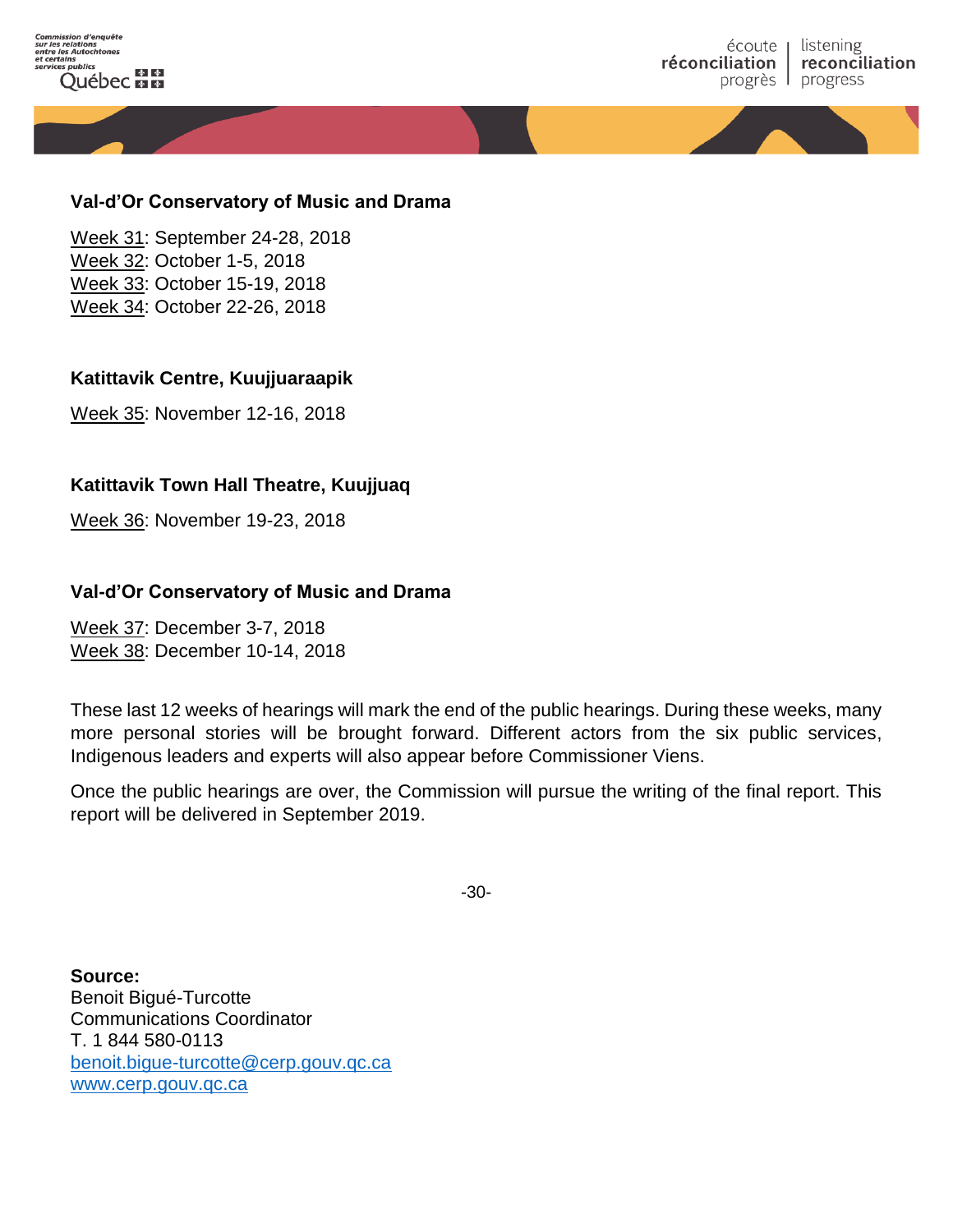**Val-d'Or Conservatory of Music and Drama**

Week 31: September 24-28, 2018
Week 32: October 1-5, 2018
Week 33: October 15-19, 2018
Week 34: October 22-26, 2018

**Katittavik Centre, Kuujjuaraapik**

Week 35: November 12-16, 2018

**Katittavik Town Hall Theatre, Kuujjuaq**

Week 36: November 19-23, 2018

**Val-d'Or Conservatory of Music and Drama**

Week 37: December 3-7, 2018
Week 38: December 10-14, 2018

These last 12 weeks of hearings will mark the end of the public hearings. During these weeks, many more personal stories will be brought forward. Different actors from the six public services, Indigenous leaders and experts will also appear before Commissioner Viens.

Once the public hearings are over, the Commission will pursue the writing of the final report. This report will be delivered in September 2019.

-30-

**Source:**
Benoit Bigué-Turcotte
Communications Coordinator
T. 1 844 580-0113
benoit.bigue-turcotte@cerp.gouv.qc.ca
www.cerp.gouv.qc.ca